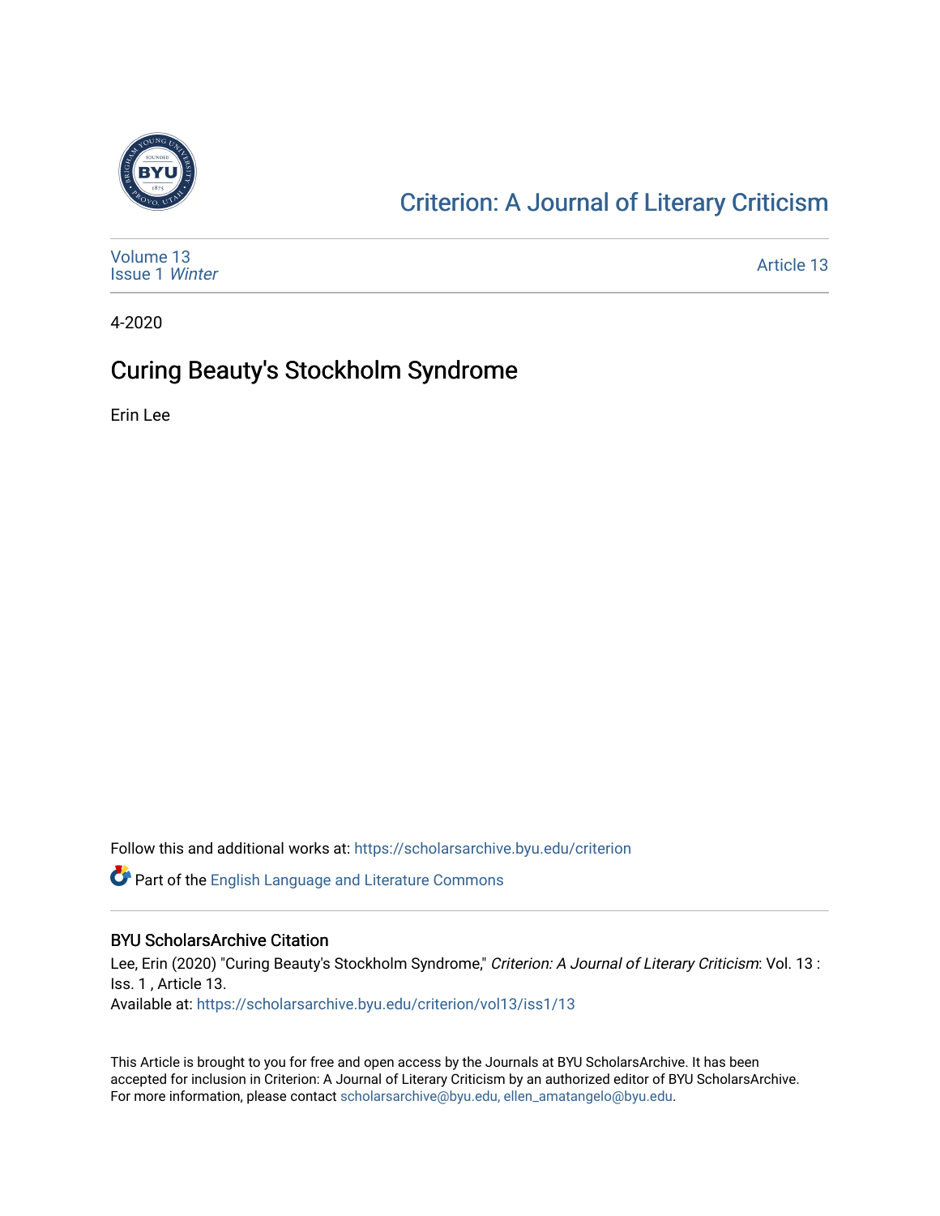# Criterion: A Journal of Literary Criticism

Volume 13
Issue 1 *Winter*

Article 13

4-2020

## Curing Beauty's Stockholm Syndrome

Erin Lee

Follow this and additional works at: https://scholarsarchive.byu.edu/criterion

Part of the English Language and Literature Commons

### BYU ScholarsArchive Citation

Lee, Erin (2020) "Curing Beauty's Stockholm Syndrome," *Criterion: A Journal of Literary Criticism*: Vol. 13 : Iss. 1 , Article 13.
Available at: https://scholarsarchive.byu.edu/criterion/vol13/iss1/13

This Article is brought to you for free and open access by the Journals at BYU ScholarsArchive. It has been accepted for inclusion in Criterion: A Journal of Literary Criticism by an authorized editor of BYU ScholarsArchive. For more information, please contact scholarsarchive@byu.edu, ellen_amatangelo@byu.edu.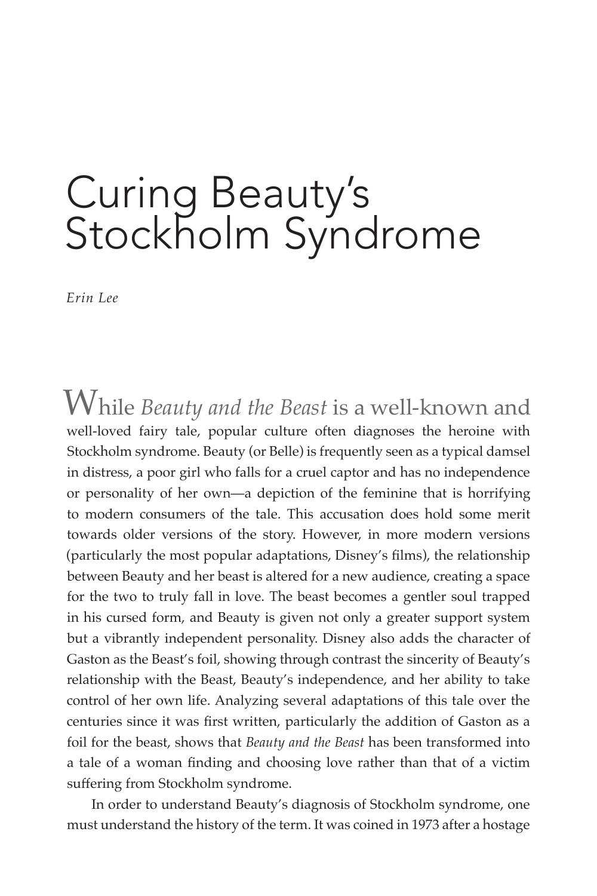# Curing Beauty's Stockholm Syndrome

*Erin Lee*

While *Beauty and the Beast* is a well-known and well-loved fairy tale, popular culture often diagnoses the heroine with Stockholm syndrome. Beauty (or Belle) is frequently seen as a typical damsel in distress, a poor girl who falls for a cruel captor and has no independence or personality of her own—a depiction of the feminine that is horrifying to modern consumers of the tale. This accusation does hold some merit towards older versions of the story. However, in more modern versions (particularly the most popular adaptations, Disney's films), the relationship between Beauty and her beast is altered for a new audience, creating a space for the two to truly fall in love. The beast becomes a gentler soul trapped in his cursed form, and Beauty is given not only a greater support system but a vibrantly independent personality. Disney also adds the character of Gaston as the Beast's foil, showing through contrast the sincerity of Beauty's relationship with the Beast, Beauty's independence, and her ability to take control of her own life. Analyzing several adaptations of this tale over the centuries since it was first written, particularly the addition of Gaston as a foil for the beast, shows that *Beauty and the Beast* has been transformed into a tale of a woman finding and choosing love rather than that of a victim suffering from Stockholm syndrome.

In order to understand Beauty's diagnosis of Stockholm syndrome, one must understand the history of the term. It was coined in 1973 after a hostage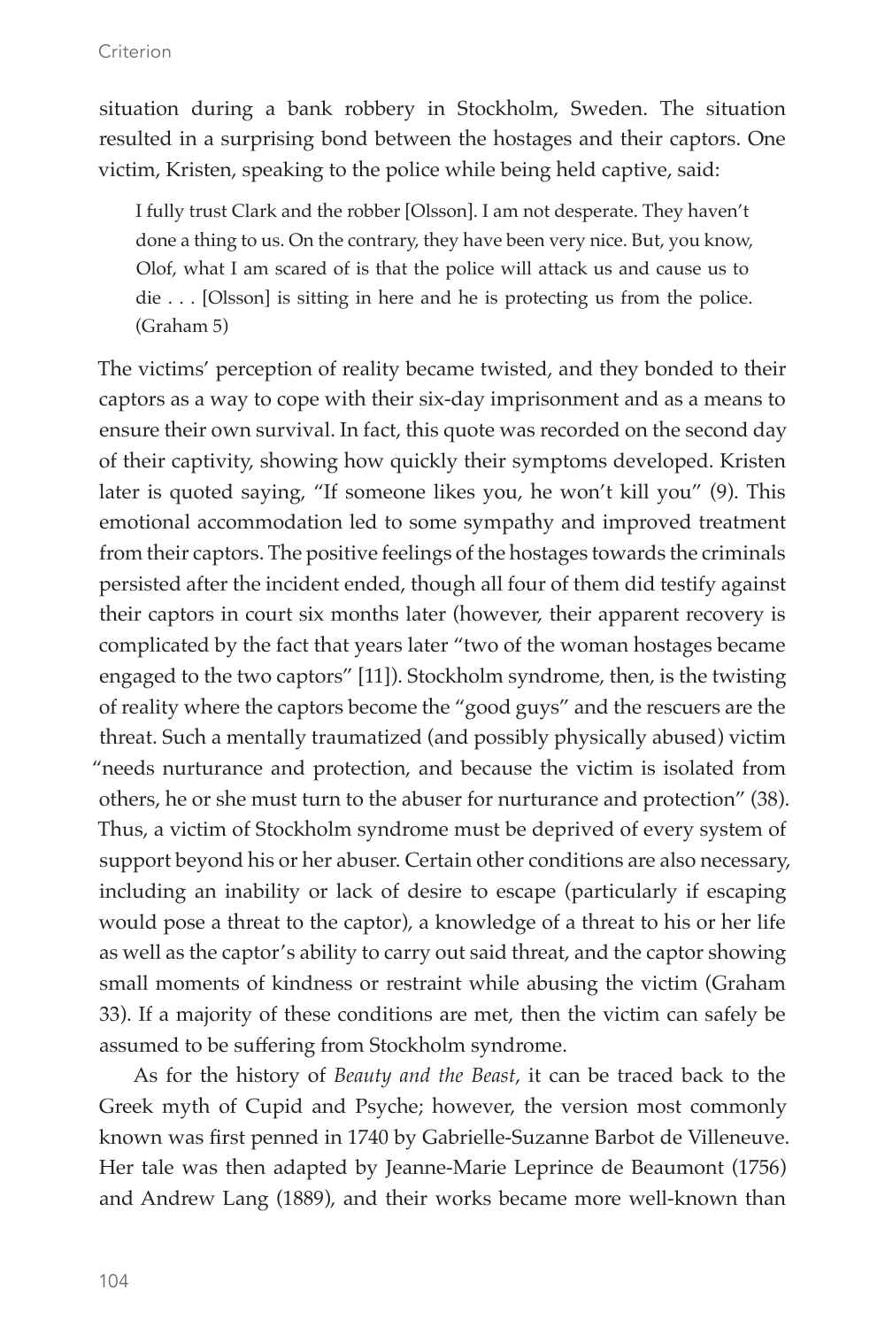situation during a bank robbery in Stockholm, Sweden. The situation resulted in a surprising bond between the hostages and their captors. One victim, Kristen, speaking to the police while being held captive, said:

> I fully trust Clark and the robber [Olsson]. I am not desperate. They haven't done a thing to us. On the contrary, they have been very nice. But, you know, Olof, what I am scared of is that the police will attack us and cause us to die . . . [Olsson] is sitting in here and he is protecting us from the police. (Graham 5)

The victims' perception of reality became twisted, and they bonded to their captors as a way to cope with their six-day imprisonment and as a means to ensure their own survival. In fact, this quote was recorded on the second day of their captivity, showing how quickly their symptoms developed. Kristen later is quoted saying, "If someone likes you, he won't kill you" (9). This emotional accommodation led to some sympathy and improved treatment from their captors. The positive feelings of the hostages towards the criminals persisted after the incident ended, though all four of them did testify against their captors in court six months later (however, their apparent recovery is complicated by the fact that years later "two of the woman hostages became engaged to the two captors" [11]). Stockholm syndrome, then, is the twisting of reality where the captors become the "good guys" and the rescuers are the threat. Such a mentally traumatized (and possibly physically abused) victim "needs nurturance and protection, and because the victim is isolated from others, he or she must turn to the abuser for nurturance and protection" (38). Thus, a victim of Stockholm syndrome must be deprived of every system of support beyond his or her abuser. Certain other conditions are also necessary, including an inability or lack of desire to escape (particularly if escaping would pose a threat to the captor), a knowledge of a threat to his or her life as well as the captor's ability to carry out said threat, and the captor showing small moments of kindness or restraint while abusing the victim (Graham 33). If a majority of these conditions are met, then the victim can safely be assumed to be suffering from Stockholm syndrome.

As for the history of *Beauty and the Beast*, it can be traced back to the Greek myth of Cupid and Psyche; however, the version most commonly known was first penned in 1740 by Gabrielle-Suzanne Barbot de Villeneuve. Her tale was then adapted by Jeanne-Marie Leprince de Beaumont (1756) and Andrew Lang (1889), and their works became more well-known than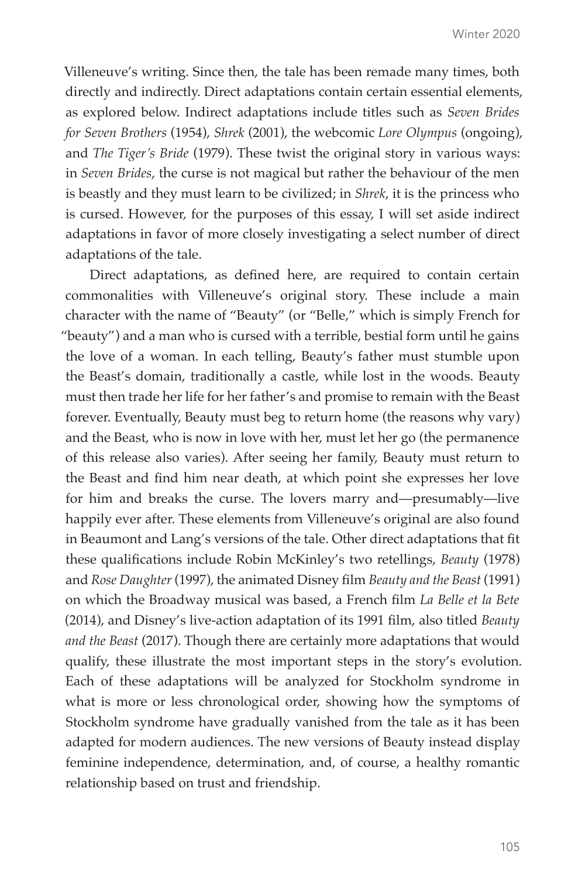Villeneuve's writing. Since then, the tale has been remade many times, both directly and indirectly. Direct adaptations contain certain essential elements, as explored below. Indirect adaptations include titles such as *Seven Brides for Seven Brothers* (1954), *Shrek* (2001), the webcomic *Lore Olympus* (ongoing), and *The Tiger's Bride* (1979). These twist the original story in various ways: in *Seven Brides*, the curse is not magical but rather the behaviour of the men is beastly and they must learn to be civilized; in *Shrek*, it is the princess who is cursed. However, for the purposes of this essay, I will set aside indirect adaptations in favor of more closely investigating a select number of direct adaptations of the tale.

Direct adaptations, as defined here, are required to contain certain commonalities with Villeneuve's original story. These include a main character with the name of "Beauty" (or "Belle," which is simply French for "beauty") and a man who is cursed with a terrible, bestial form until he gains the love of a woman. In each telling, Beauty's father must stumble upon the Beast's domain, traditionally a castle, while lost in the woods. Beauty must then trade her life for her father's and promise to remain with the Beast forever. Eventually, Beauty must beg to return home (the reasons why vary) and the Beast, who is now in love with her, must let her go (the permanence of this release also varies). After seeing her family, Beauty must return to the Beast and find him near death, at which point she expresses her love for him and breaks the curse. The lovers marry and—presumably—live happily ever after. These elements from Villeneuve's original are also found in Beaumont and Lang's versions of the tale. Other direct adaptations that fit these qualifications include Robin McKinley's two retellings, *Beauty* (1978) and *Rose Daughter* (1997), the animated Disney film *Beauty and the Beast* (1991) on which the Broadway musical was based, a French film *La Belle et la Bete* (2014), and Disney's live-action adaptation of its 1991 film, also titled *Beauty and the Beast* (2017). Though there are certainly more adaptations that would qualify, these illustrate the most important steps in the story's evolution. Each of these adaptations will be analyzed for Stockholm syndrome in what is more or less chronological order, showing how the symptoms of Stockholm syndrome have gradually vanished from the tale as it has been adapted for modern audiences. The new versions of Beauty instead display feminine independence, determination, and, of course, a healthy romantic relationship based on trust and friendship.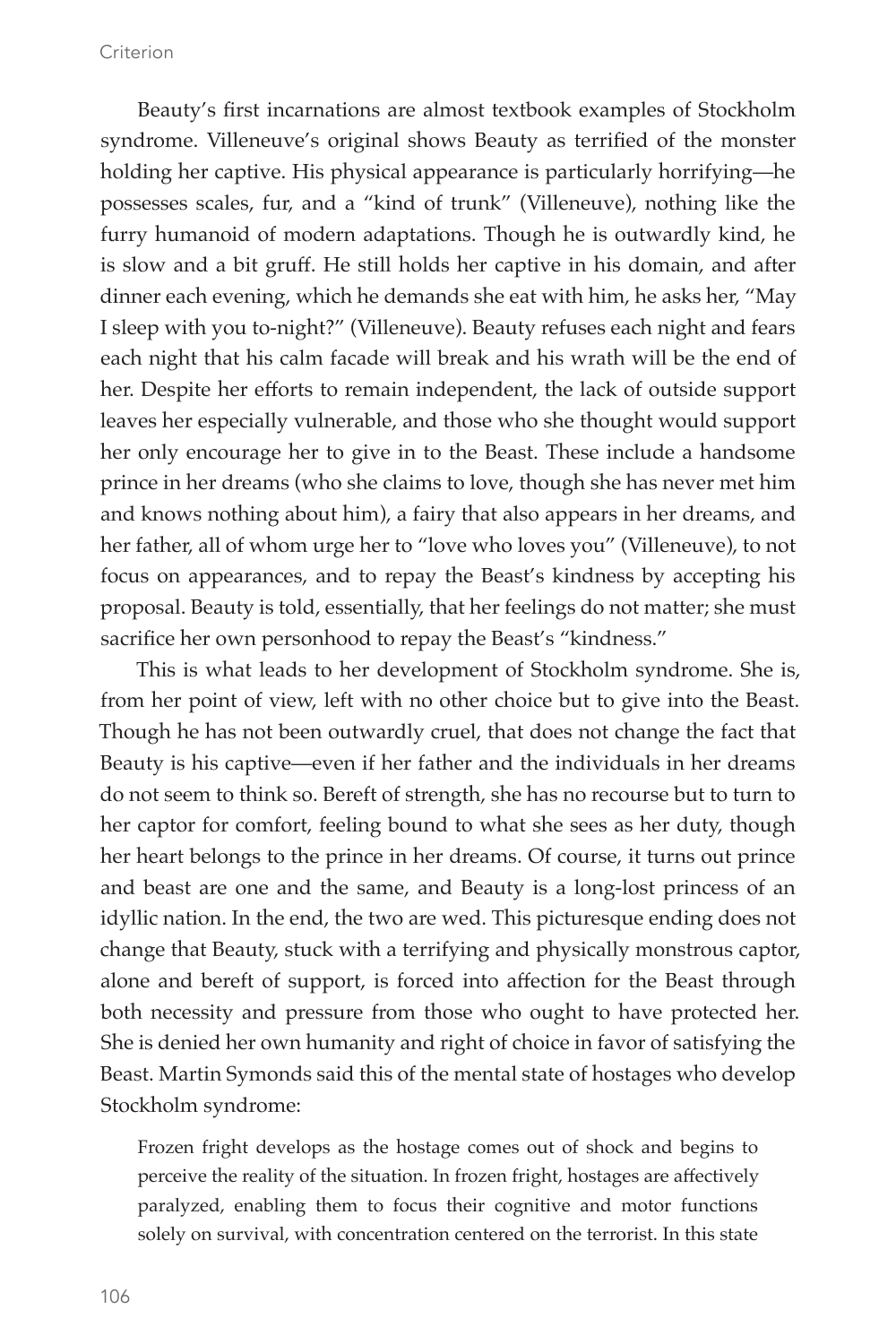Beauty's first incarnations are almost textbook examples of Stockholm syndrome. Villeneuve's original shows Beauty as terrified of the monster holding her captive. His physical appearance is particularly horrifying—he possesses scales, fur, and a "kind of trunk" (Villeneuve), nothing like the furry humanoid of modern adaptations. Though he is outwardly kind, he is slow and a bit gruff. He still holds her captive in his domain, and after dinner each evening, which he demands she eat with him, he asks her, "May I sleep with you to-night?" (Villeneuve). Beauty refuses each night and fears each night that his calm facade will break and his wrath will be the end of her. Despite her efforts to remain independent, the lack of outside support leaves her especially vulnerable, and those who she thought would support her only encourage her to give in to the Beast. These include a handsome prince in her dreams (who she claims to love, though she has never met him and knows nothing about him), a fairy that also appears in her dreams, and her father, all of whom urge her to "love who loves you" (Villeneuve), to not focus on appearances, and to repay the Beast's kindness by accepting his proposal. Beauty is told, essentially, that her feelings do not matter; she must sacrifice her own personhood to repay the Beast's "kindness."

This is what leads to her development of Stockholm syndrome. She is, from her point of view, left with no other choice but to give into the Beast. Though he has not been outwardly cruel, that does not change the fact that Beauty is his captive—even if her father and the individuals in her dreams do not seem to think so. Bereft of strength, she has no recourse but to turn to her captor for comfort, feeling bound to what she sees as her duty, though her heart belongs to the prince in her dreams. Of course, it turns out prince and beast are one and the same, and Beauty is a long-lost princess of an idyllic nation. In the end, the two are wed. This picturesque ending does not change that Beauty, stuck with a terrifying and physically monstrous captor, alone and bereft of support, is forced into affection for the Beast through both necessity and pressure from those who ought to have protected her. She is denied her own humanity and right of choice in favor of satisfying the Beast. Martin Symonds said this of the mental state of hostages who develop Stockholm syndrome:

> Frozen fright develops as the hostage comes out of shock and begins to perceive the reality of the situation. In frozen fright, hostages are affectively paralyzed, enabling them to focus their cognitive and motor functions solely on survival, with concentration centered on the terrorist. In this state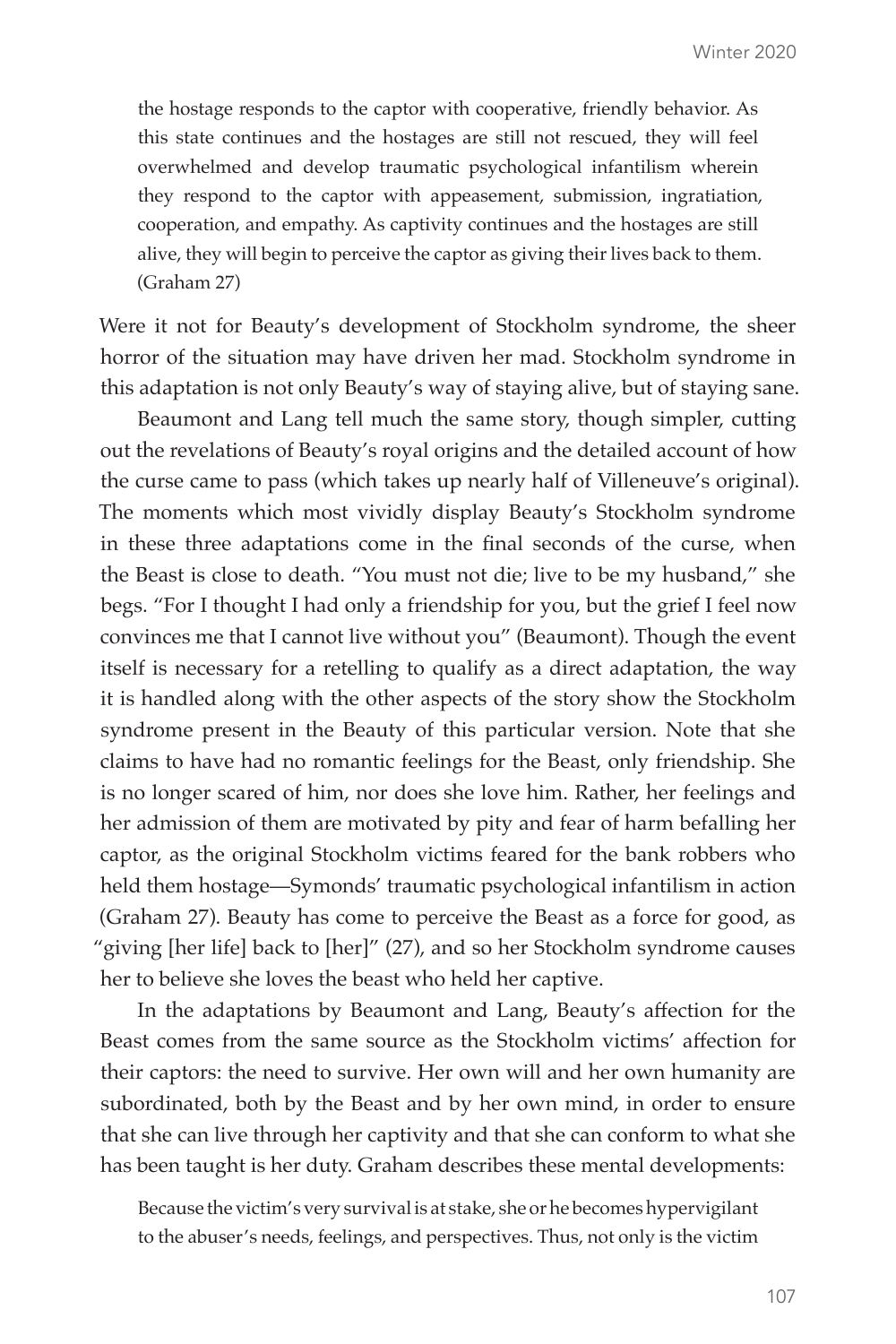> the hostage responds to the captor with cooperative, friendly behavior. As this state continues and the hostages are still not rescued, they will feel overwhelmed and develop traumatic psychological infantilism wherein they respond to the captor with appeasement, submission, ingratiation, cooperation, and empathy. As captivity continues and the hostages are still alive, they will begin to perceive the captor as giving their lives back to them. (Graham 27)

Were it not for Beauty's development of Stockholm syndrome, the sheer horror of the situation may have driven her mad. Stockholm syndrome in this adaptation is not only Beauty's way of staying alive, but of staying sane.

Beaumont and Lang tell much the same story, though simpler, cutting out the revelations of Beauty's royal origins and the detailed account of how the curse came to pass (which takes up nearly half of Villeneuve's original). The moments which most vividly display Beauty's Stockholm syndrome in these three adaptations come in the final seconds of the curse, when the Beast is close to death. "You must not die; live to be my husband," she begs. "For I thought I had only a friendship for you, but the grief I feel now convinces me that I cannot live without you" (Beaumont). Though the event itself is necessary for a retelling to qualify as a direct adaptation, the way it is handled along with the other aspects of the story show the Stockholm syndrome present in the Beauty of this particular version. Note that she claims to have had no romantic feelings for the Beast, only friendship. She is no longer scared of him, nor does she love him. Rather, her feelings and her admission of them are motivated by pity and fear of harm befalling her captor, as the original Stockholm victims feared for the bank robbers who held them hostage—Symonds' traumatic psychological infantilism in action (Graham 27). Beauty has come to perceive the Beast as a force for good, as "giving [her life] back to [her]" (27), and so her Stockholm syndrome causes her to believe she loves the beast who held her captive.

In the adaptations by Beaumont and Lang, Beauty's affection for the Beast comes from the same source as the Stockholm victims' affection for their captors: the need to survive. Her own will and her own humanity are subordinated, both by the Beast and by her own mind, in order to ensure that she can live through her captivity and that she can conform to what she has been taught is her duty. Graham describes these mental developments:

> Because the victim's very survival is at stake, she or he becomes hypervigilant to the abuser's needs, feelings, and perspectives. Thus, not only is the victim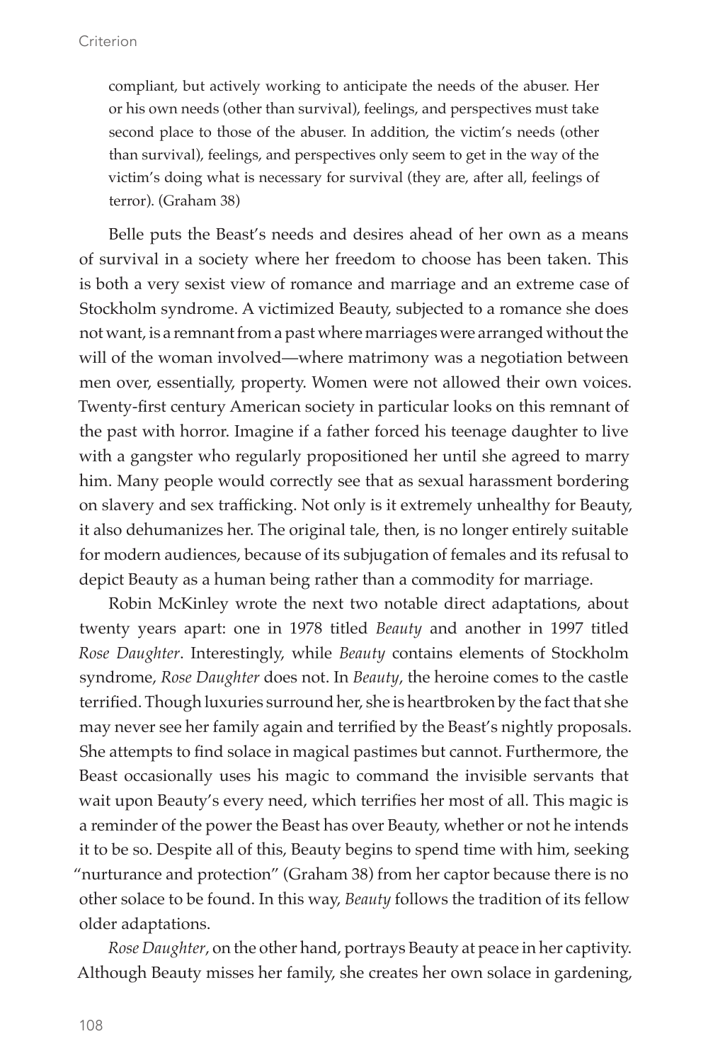> compliant, but actively working to anticipate the needs of the abuser. Her or his own needs (other than survival), feelings, and perspectives must take second place to those of the abuser. In addition, the victim's needs (other than survival), feelings, and perspectives only seem to get in the way of the victim's doing what is necessary for survival (they are, after all, feelings of terror). (Graham 38)

Belle puts the Beast's needs and desires ahead of her own as a means of survival in a society where her freedom to choose has been taken. This is both a very sexist view of romance and marriage and an extreme case of Stockholm syndrome. A victimized Beauty, subjected to a romance she does not want, is a remnant from a past where marriages were arranged without the will of the woman involved—where matrimony was a negotiation between men over, essentially, property. Women were not allowed their own voices. Twenty-first century American society in particular looks on this remnant of the past with horror. Imagine if a father forced his teenage daughter to live with a gangster who regularly propositioned her until she agreed to marry him. Many people would correctly see that as sexual harassment bordering on slavery and sex trafficking. Not only is it extremely unhealthy for Beauty, it also dehumanizes her. The original tale, then, is no longer entirely suitable for modern audiences, because of its subjugation of females and its refusal to depict Beauty as a human being rather than a commodity for marriage.

Robin McKinley wrote the next two notable direct adaptations, about twenty years apart: one in 1978 titled *Beauty* and another in 1997 titled *Rose Daughter*. Interestingly, while *Beauty* contains elements of Stockholm syndrome, *Rose Daughter* does not. In *Beauty*, the heroine comes to the castle terrified. Though luxuries surround her, she is heartbroken by the fact that she may never see her family again and terrified by the Beast's nightly proposals. She attempts to find solace in magical pastimes but cannot. Furthermore, the Beast occasionally uses his magic to command the invisible servants that wait upon Beauty's every need, which terrifies her most of all. This magic is a reminder of the power the Beast has over Beauty, whether or not he intends it to be so. Despite all of this, Beauty begins to spend time with him, seeking "nurturance and protection" (Graham 38) from her captor because there is no other solace to be found. In this way, *Beauty* follows the tradition of its fellow older adaptations.

*Rose Daughter*, on the other hand, portrays Beauty at peace in her captivity. Although Beauty misses her family, she creates her own solace in gardening,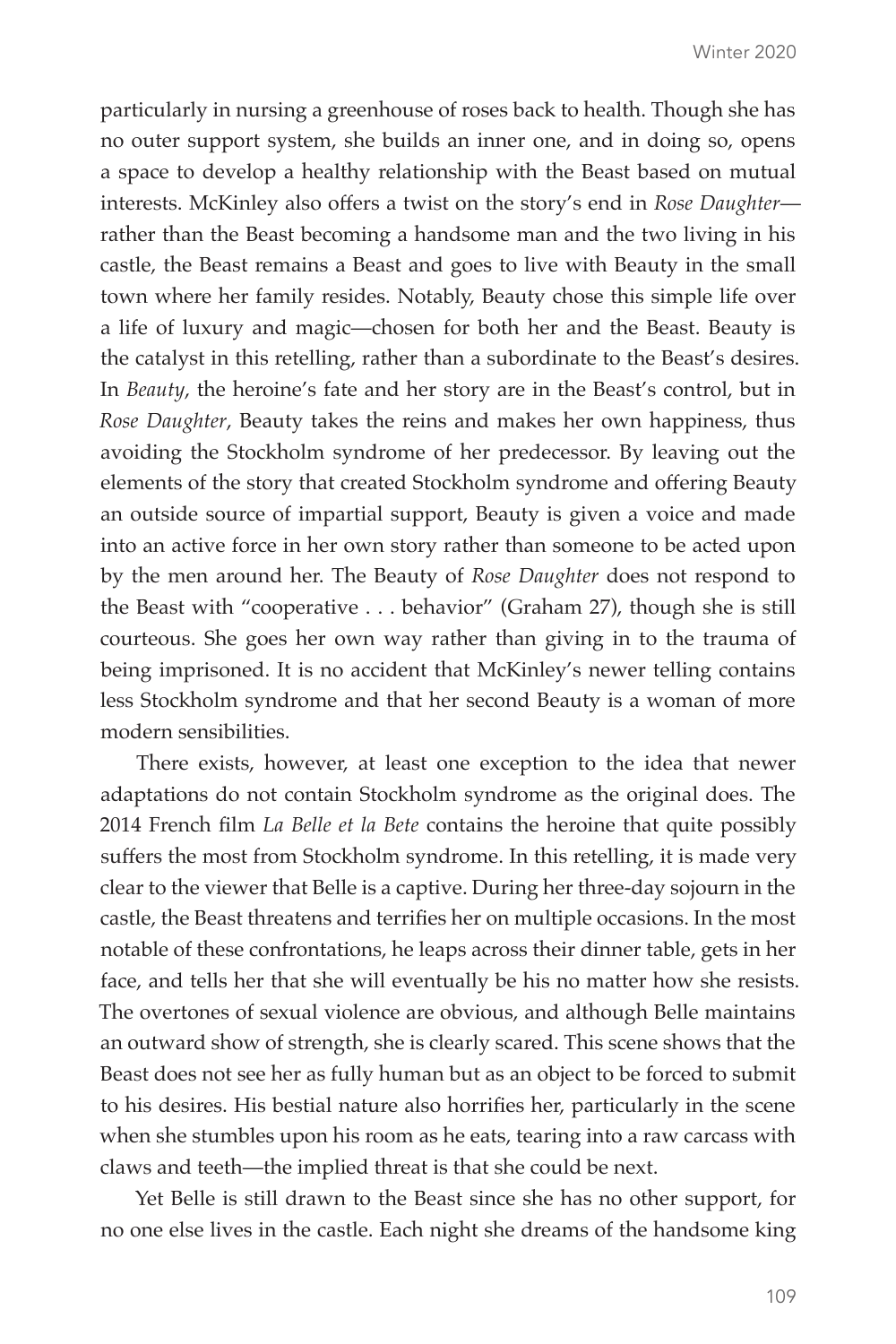particularly in nursing a greenhouse of roses back to health. Though she has no outer support system, she builds an inner one, and in doing so, opens a space to develop a healthy relationship with the Beast based on mutual interests. McKinley also offers a twist on the story's end in *Rose Daughter*—rather than the Beast becoming a handsome man and the two living in his castle, the Beast remains a Beast and goes to live with Beauty in the small town where her family resides. Notably, Beauty chose this simple life over a life of luxury and magic—chosen for both her and the Beast. Beauty is the catalyst in this retelling, rather than a subordinate to the Beast's desires. In *Beauty*, the heroine's fate and her story are in the Beast's control, but in *Rose Daughter*, Beauty takes the reins and makes her own happiness, thus avoiding the Stockholm syndrome of her predecessor. By leaving out the elements of the story that created Stockholm syndrome and offering Beauty an outside source of impartial support, Beauty is given a voice and made into an active force in her own story rather than someone to be acted upon by the men around her. The Beauty of *Rose Daughter* does not respond to the Beast with "cooperative . . . behavior" (Graham 27), though she is still courteous. She goes her own way rather than giving in to the trauma of being imprisoned. It is no accident that McKinley's newer telling contains less Stockholm syndrome and that her second Beauty is a woman of more modern sensibilities.

There exists, however, at least one exception to the idea that newer adaptations do not contain Stockholm syndrome as the original does. The 2014 French film *La Belle et la Bete* contains the heroine that quite possibly suffers the most from Stockholm syndrome. In this retelling, it is made very clear to the viewer that Belle is a captive. During her three-day sojourn in the castle, the Beast threatens and terrifies her on multiple occasions. In the most notable of these confrontations, he leaps across their dinner table, gets in her face, and tells her that she will eventually be his no matter how she resists. The overtones of sexual violence are obvious, and although Belle maintains an outward show of strength, she is clearly scared. This scene shows that the Beast does not see her as fully human but as an object to be forced to submit to his desires. His bestial nature also horrifies her, particularly in the scene when she stumbles upon his room as he eats, tearing into a raw carcass with claws and teeth—the implied threat is that she could be next.

Yet Belle is still drawn to the Beast since she has no other support, for no one else lives in the castle. Each night she dreams of the handsome king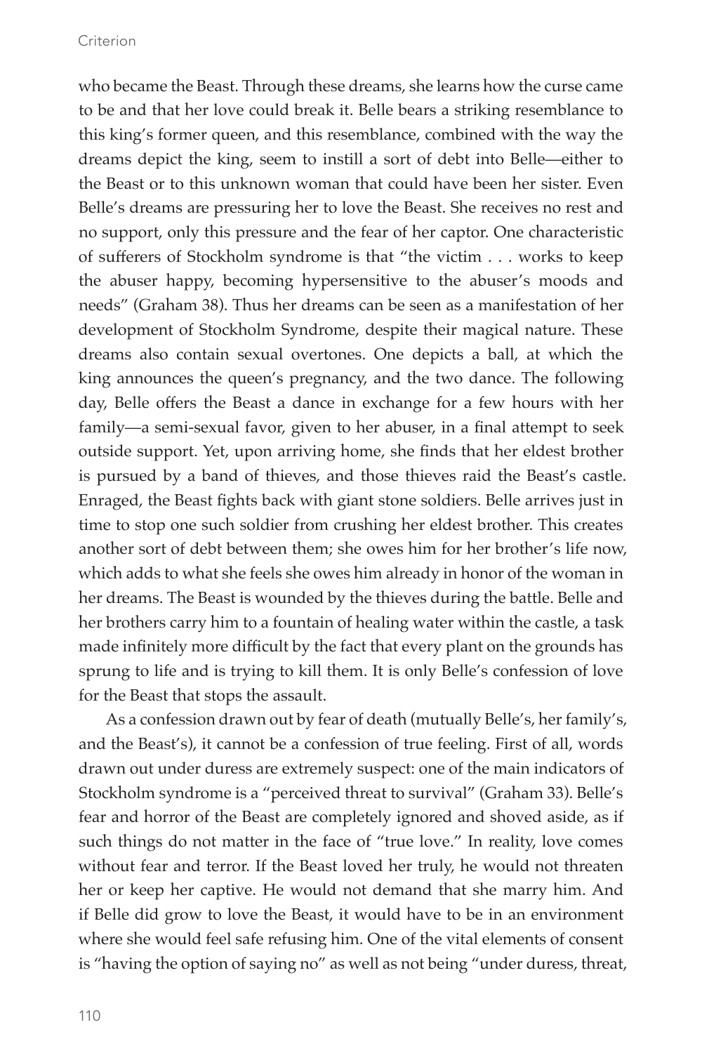who became the Beast. Through these dreams, she learns how the curse came to be and that her love could break it. Belle bears a striking resemblance to this king's former queen, and this resemblance, combined with the way the dreams depict the king, seem to instill a sort of debt into Belle—either to the Beast or to this unknown woman that could have been her sister. Even Belle's dreams are pressuring her to love the Beast. She receives no rest and no support, only this pressure and the fear of her captor. One characteristic of sufferers of Stockholm syndrome is that "the victim . . . works to keep the abuser happy, becoming hypersensitive to the abuser's moods and needs" (Graham 38). Thus her dreams can be seen as a manifestation of her development of Stockholm Syndrome, despite their magical nature. These dreams also contain sexual overtones. One depicts a ball, at which the king announces the queen's pregnancy, and the two dance. The following day, Belle offers the Beast a dance in exchange for a few hours with her family—a semi-sexual favor, given to her abuser, in a final attempt to seek outside support. Yet, upon arriving home, she finds that her eldest brother is pursued by a band of thieves, and those thieves raid the Beast's castle. Enraged, the Beast fights back with giant stone soldiers. Belle arrives just in time to stop one such soldier from crushing her eldest brother. This creates another sort of debt between them; she owes him for her brother's life now, which adds to what she feels she owes him already in honor of the woman in her dreams. The Beast is wounded by the thieves during the battle. Belle and her brothers carry him to a fountain of healing water within the castle, a task made infinitely more difficult by the fact that every plant on the grounds has sprung to life and is trying to kill them. It is only Belle's confession of love for the Beast that stops the assault.

As a confession drawn out by fear of death (mutually Belle's, her family's, and the Beast's), it cannot be a confession of true feeling. First of all, words drawn out under duress are extremely suspect: one of the main indicators of Stockholm syndrome is a "perceived threat to survival" (Graham 33). Belle's fear and horror of the Beast are completely ignored and shoved aside, as if such things do not matter in the face of "true love." In reality, love comes without fear and terror. If the Beast loved her truly, he would not threaten her or keep her captive. He would not demand that she marry him. And if Belle did grow to love the Beast, it would have to be in an environment where she would feel safe refusing him. One of the vital elements of consent is "having the option of saying no" as well as not being "under duress, threat,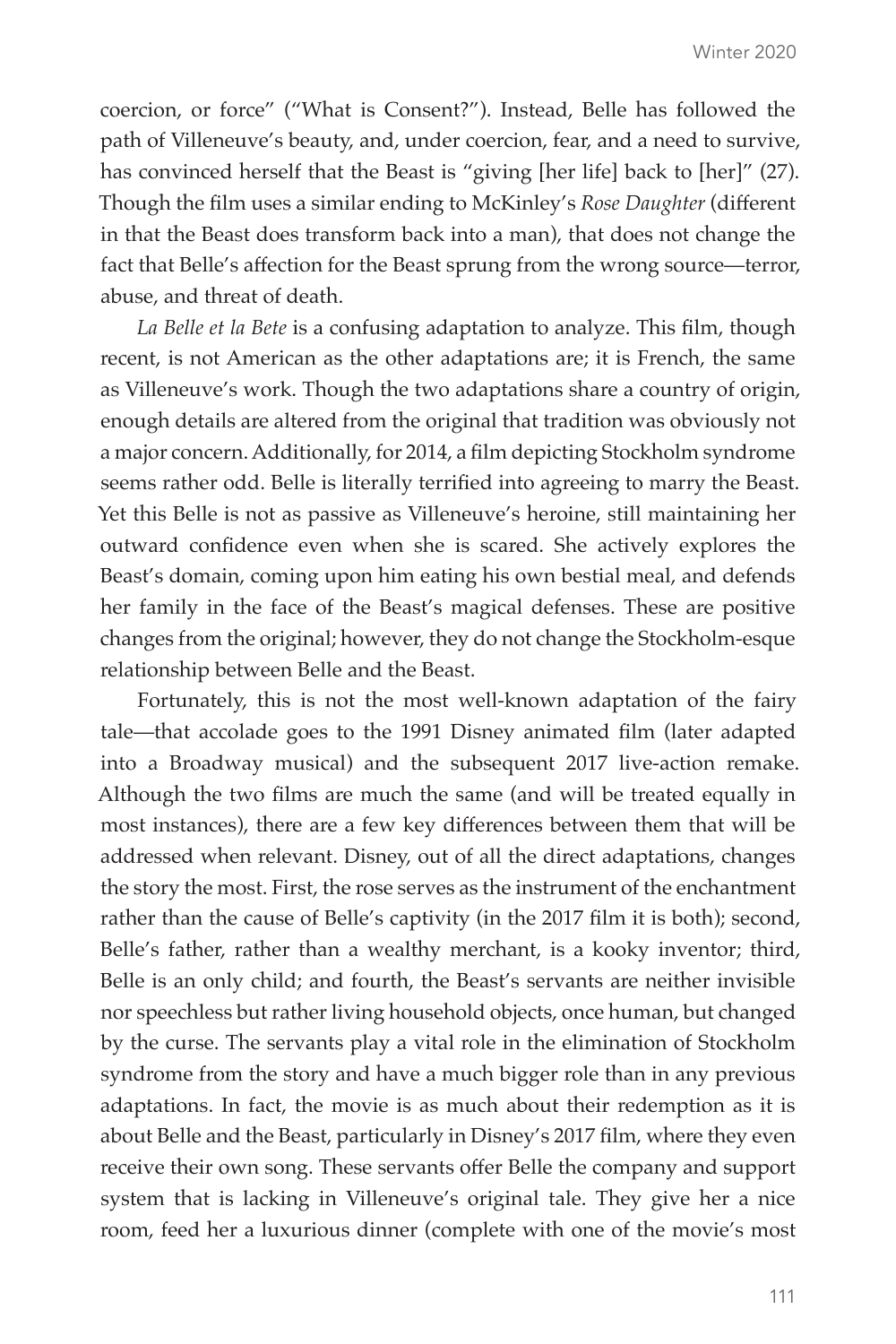coercion, or force" ("What is Consent?"). Instead, Belle has followed the path of Villeneuve's beauty, and, under coercion, fear, and a need to survive, has convinced herself that the Beast is "giving [her life] back to [her]" (27). Though the film uses a similar ending to McKinley's *Rose Daughter* (different in that the Beast does transform back into a man), that does not change the fact that Belle's affection for the Beast sprung from the wrong source—terror, abuse, and threat of death.

*La Belle et la Bete* is a confusing adaptation to analyze. This film, though recent, is not American as the other adaptations are; it is French, the same as Villeneuve's work. Though the two adaptations share a country of origin, enough details are altered from the original that tradition was obviously not a major concern. Additionally, for 2014, a film depicting Stockholm syndrome seems rather odd. Belle is literally terrified into agreeing to marry the Beast. Yet this Belle is not as passive as Villeneuve's heroine, still maintaining her outward confidence even when she is scared. She actively explores the Beast's domain, coming upon him eating his own bestial meal, and defends her family in the face of the Beast's magical defenses. These are positive changes from the original; however, they do not change the Stockholm-esque relationship between Belle and the Beast.

Fortunately, this is not the most well-known adaptation of the fairy tale—that accolade goes to the 1991 Disney animated film (later adapted into a Broadway musical) and the subsequent 2017 live-action remake. Although the two films are much the same (and will be treated equally in most instances), there are a few key differences between them that will be addressed when relevant. Disney, out of all the direct adaptations, changes the story the most. First, the rose serves as the instrument of the enchantment rather than the cause of Belle's captivity (in the 2017 film it is both); second, Belle's father, rather than a wealthy merchant, is a kooky inventor; third, Belle is an only child; and fourth, the Beast's servants are neither invisible nor speechless but rather living household objects, once human, but changed by the curse. The servants play a vital role in the elimination of Stockholm syndrome from the story and have a much bigger role than in any previous adaptations. In fact, the movie is as much about their redemption as it is about Belle and the Beast, particularly in Disney's 2017 film, where they even receive their own song. These servants offer Belle the company and support system that is lacking in Villeneuve's original tale. They give her a nice room, feed her a luxurious dinner (complete with one of the movie's most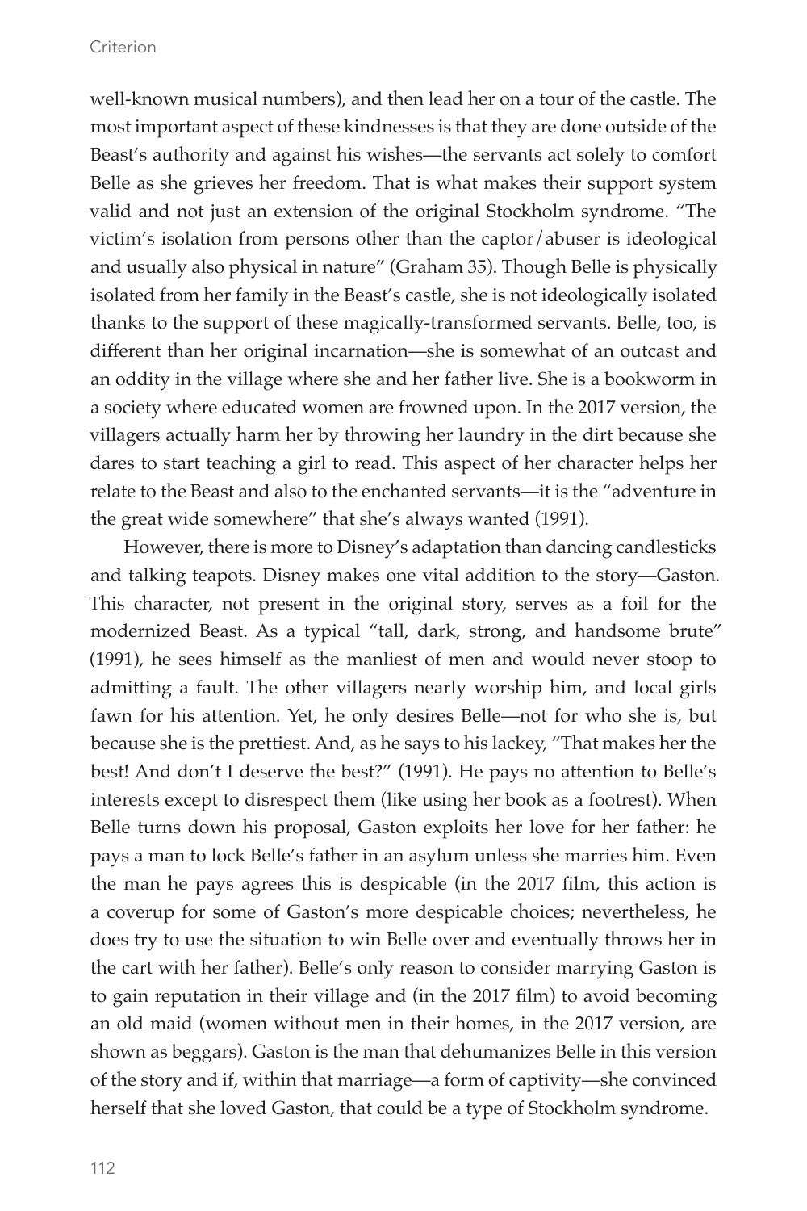well-known musical numbers), and then lead her on a tour of the castle. The most important aspect of these kindnesses is that they are done outside of the Beast's authority and against his wishes—the servants act solely to comfort Belle as she grieves her freedom. That is what makes their support system valid and not just an extension of the original Stockholm syndrome. "The victim's isolation from persons other than the captor/abuser is ideological and usually also physical in nature" (Graham 35). Though Belle is physically isolated from her family in the Beast's castle, she is not ideologically isolated thanks to the support of these magically-transformed servants. Belle, too, is different than her original incarnation—she is somewhat of an outcast and an oddity in the village where she and her father live. She is a bookworm in a society where educated women are frowned upon. In the 2017 version, the villagers actually harm her by throwing her laundry in the dirt because she dares to start teaching a girl to read. This aspect of her character helps her relate to the Beast and also to the enchanted servants—it is the "adventure in the great wide somewhere" that she's always wanted (1991).

However, there is more to Disney's adaptation than dancing candlesticks and talking teapots. Disney makes one vital addition to the story—Gaston. This character, not present in the original story, serves as a foil for the modernized Beast. As a typical "tall, dark, strong, and handsome brute" (1991), he sees himself as the manliest of men and would never stoop to admitting a fault. The other villagers nearly worship him, and local girls fawn for his attention. Yet, he only desires Belle—not for who she is, but because she is the prettiest. And, as he says to his lackey, "That makes her the best! And don't I deserve the best?" (1991). He pays no attention to Belle's interests except to disrespect them (like using her book as a footrest). When Belle turns down his proposal, Gaston exploits her love for her father: he pays a man to lock Belle's father in an asylum unless she marries him. Even the man he pays agrees this is despicable (in the 2017 film, this action is a coverup for some of Gaston's more despicable choices; nevertheless, he does try to use the situation to win Belle over and eventually throws her in the cart with her father). Belle's only reason to consider marrying Gaston is to gain reputation in their village and (in the 2017 film) to avoid becoming an old maid (women without men in their homes, in the 2017 version, are shown as beggars). Gaston is the man that dehumanizes Belle in this version of the story and if, within that marriage—a form of captivity—she convinced herself that she loved Gaston, that could be a type of Stockholm syndrome.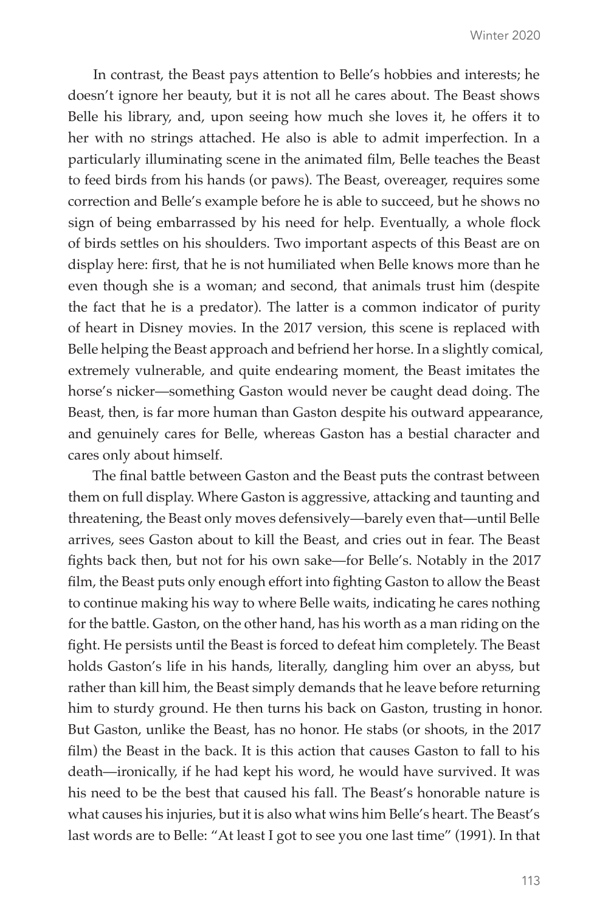In contrast, the Beast pays attention to Belle's hobbies and interests; he doesn't ignore her beauty, but it is not all he cares about. The Beast shows Belle his library, and, upon seeing how much she loves it, he offers it to her with no strings attached. He also is able to admit imperfection. In a particularly illuminating scene in the animated film, Belle teaches the Beast to feed birds from his hands (or paws). The Beast, overeager, requires some correction and Belle's example before he is able to succeed, but he shows no sign of being embarrassed by his need for help. Eventually, a whole flock of birds settles on his shoulders. Two important aspects of this Beast are on display here: first, that he is not humiliated when Belle knows more than he even though she is a woman; and second, that animals trust him (despite the fact that he is a predator). The latter is a common indicator of purity of heart in Disney movies. In the 2017 version, this scene is replaced with Belle helping the Beast approach and befriend her horse. In a slightly comical, extremely vulnerable, and quite endearing moment, the Beast imitates the horse's nicker—something Gaston would never be caught dead doing. The Beast, then, is far more human than Gaston despite his outward appearance, and genuinely cares for Belle, whereas Gaston has a bestial character and cares only about himself.

The final battle between Gaston and the Beast puts the contrast between them on full display. Where Gaston is aggressive, attacking and taunting and threatening, the Beast only moves defensively—barely even that—until Belle arrives, sees Gaston about to kill the Beast, and cries out in fear. The Beast fights back then, but not for his own sake—for Belle's. Notably in the 2017 film, the Beast puts only enough effort into fighting Gaston to allow the Beast to continue making his way to where Belle waits, indicating he cares nothing for the battle. Gaston, on the other hand, has his worth as a man riding on the fight. He persists until the Beast is forced to defeat him completely. The Beast holds Gaston's life in his hands, literally, dangling him over an abyss, but rather than kill him, the Beast simply demands that he leave before returning him to sturdy ground. He then turns his back on Gaston, trusting in honor. But Gaston, unlike the Beast, has no honor. He stabs (or shoots, in the 2017 film) the Beast in the back. It is this action that causes Gaston to fall to his death—ironically, if he had kept his word, he would have survived. It was his need to be the best that caused his fall. The Beast's honorable nature is what causes his injuries, but it is also what wins him Belle's heart. The Beast's last words are to Belle: "At least I got to see you one last time" (1991). In that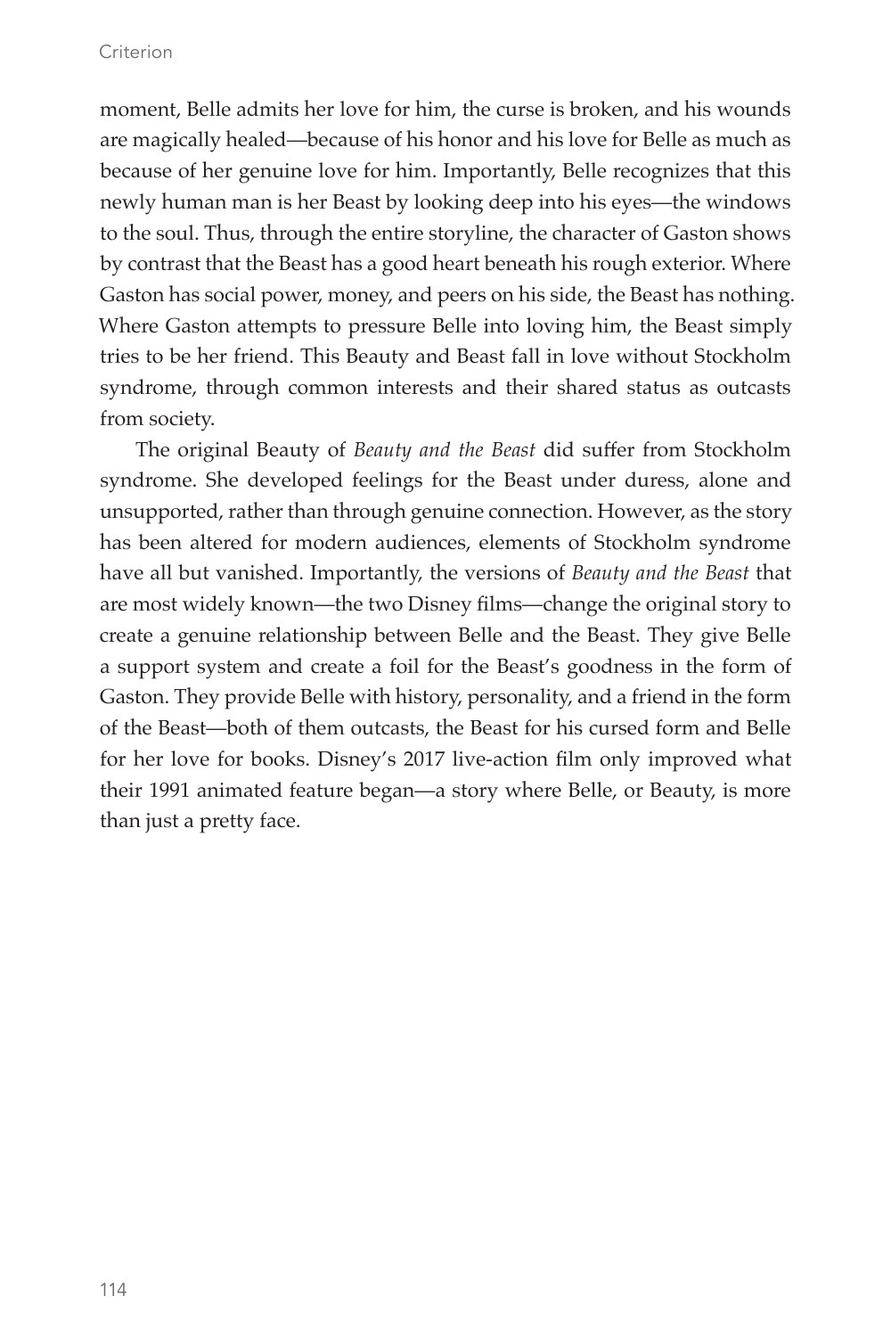moment, Belle admits her love for him, the curse is broken, and his wounds are magically healed—because of his honor and his love for Belle as much as because of her genuine love for him. Importantly, Belle recognizes that this newly human man is her Beast by looking deep into his eyes—the windows to the soul. Thus, through the entire storyline, the character of Gaston shows by contrast that the Beast has a good heart beneath his rough exterior. Where Gaston has social power, money, and peers on his side, the Beast has nothing. Where Gaston attempts to pressure Belle into loving him, the Beast simply tries to be her friend. This Beauty and Beast fall in love without Stockholm syndrome, through common interests and their shared status as outcasts from society.

The original Beauty of *Beauty and the Beast* did suffer from Stockholm syndrome. She developed feelings for the Beast under duress, alone and unsupported, rather than through genuine connection. However, as the story has been altered for modern audiences, elements of Stockholm syndrome have all but vanished. Importantly, the versions of *Beauty and the Beast* that are most widely known—the two Disney films—change the original story to create a genuine relationship between Belle and the Beast. They give Belle a support system and create a foil for the Beast's goodness in the form of Gaston. They provide Belle with history, personality, and a friend in the form of the Beast—both of them outcasts, the Beast for his cursed form and Belle for her love for books. Disney's 2017 live-action film only improved what their 1991 animated feature began—a story where Belle, or Beauty, is more than just a pretty face.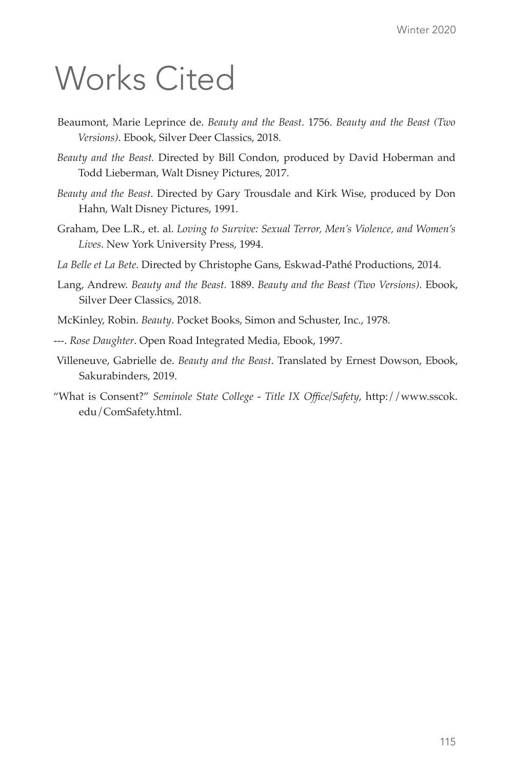# Works Cited

Beaumont, Marie Leprince de. *Beauty and the Beast*. 1756. *Beauty and the Beast (Two Versions)*. Ebook, Silver Deer Classics, 2018.

*Beauty and the Beast.* Directed by Bill Condon, produced by David Hoberman and Todd Lieberman, Walt Disney Pictures, 2017.

*Beauty and the Beast.* Directed by Gary Trousdale and Kirk Wise, produced by Don Hahn, Walt Disney Pictures, 1991.

Graham, Dee L.R., et. al. *Loving to Survive: Sexual Terror, Men's Violence, and Women's Lives*. New York University Press, 1994.

*La Belle et La Bete*. Directed by Christophe Gans, Eskwad-Pathé Productions, 2014.

Lang, Andrew. *Beauty and the Beast.* 1889. *Beauty and the Beast (Two Versions)*. Ebook, Silver Deer Classics, 2018.

McKinley, Robin. *Beauty*. Pocket Books, Simon and Schuster, Inc., 1978.

---. *Rose Daughter*. Open Road Integrated Media, Ebook, 1997.

Villeneuve, Gabrielle de. *Beauty and the Beast*. Translated by Ernest Dowson, Ebook, Sakurabinders, 2019.

"What is Consent?" *Seminole State College - Title IX Office/Safety*, http://www.sscok.edu/ComSafety.html.